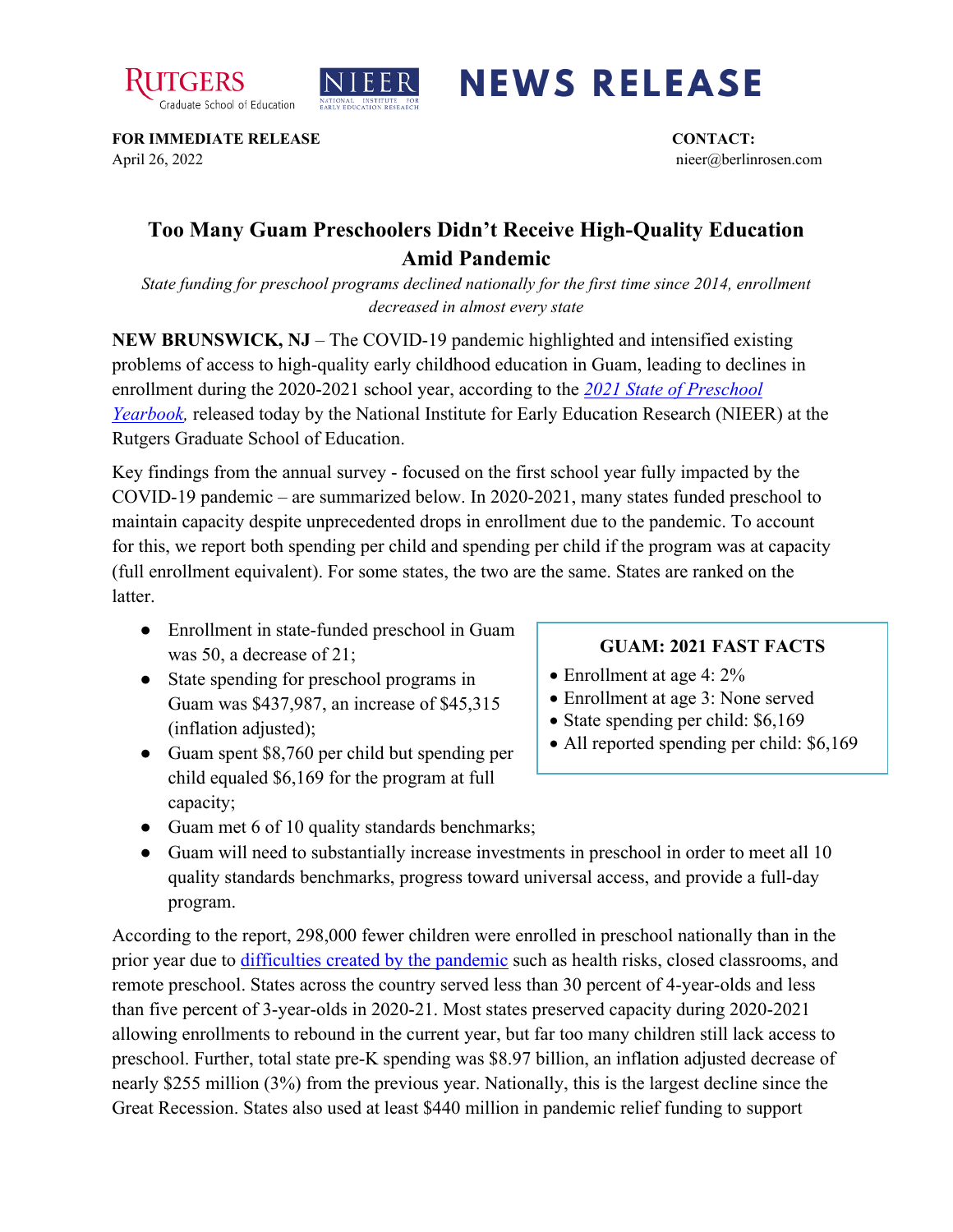RUTGERS Graduate School of Education | NIEER NATIONAL INSTITUTE FOR EARLY EDUCATION RESEARCH | **NEWS RELEASE**

**FOR IMMEDIATE RELEASE**
April 26, 2022

**CONTACT:**
nieer@berlinrosen.com

# Too Many Guam Preschoolers Didn't Receive High-Quality Education Amid Pandemic

*State funding for preschool programs declined nationally for the first time since 2014, enrollment decreased in almost every state*

**NEW BRUNSWICK, NJ** – The COVID-19 pandemic highlighted and intensified existing problems of access to high-quality early childhood education in Guam, leading to declines in enrollment during the 2020-2021 school year, according to the *2021 State of Preschool Yearbook,* released today by the National Institute for Early Education Research (NIEER) at the Rutgers Graduate School of Education.

Key findings from the annual survey - focused on the first school year fully impacted by the COVID-19 pandemic – are summarized below. In 2020-2021, many states funded preschool to maintain capacity despite unprecedented drops in enrollment due to the pandemic. To account for this, we report both spending per child and spending per child if the program was at capacity (full enrollment equivalent). For some states, the two are the same. States are ranked on the latter.

- Enrollment in state-funded preschool in Guam was 50, a decrease of 21;
- State spending for preschool programs in Guam was $437,987, an increase of $45,315 (inflation adjusted);
- Guam spent $8,760 per child but spending per child equaled $6,169 for the program at full capacity;
- Guam met 6 of 10 quality standards benchmarks;
- Guam will need to substantially increase investments in preschool in order to meet all 10 quality standards benchmarks, progress toward universal access, and provide a full-day program.

**GUAM: 2021 FAST FACTS**

- Enrollment at age 4: 2%
- Enrollment at age 3: None served
- State spending per child: $6,169
- All reported spending per child: $6,169

According to the report, 298,000 fewer children were enrolled in preschool nationally than in the prior year due to difficulties created by the pandemic such as health risks, closed classrooms, and remote preschool. States across the country served less than 30 percent of 4-year-olds and less than five percent of 3-year-olds in 2020-21. Most states preserved capacity during 2020-2021 allowing enrollments to rebound in the current year, but far too many children still lack access to preschool. Further, total state pre-K spending was $8.97 billion, an inflation adjusted decrease of nearly $255 million (3%) from the previous year. Nationally, this is the largest decline since the Great Recession. States also used at least $440 million in pandemic relief funding to support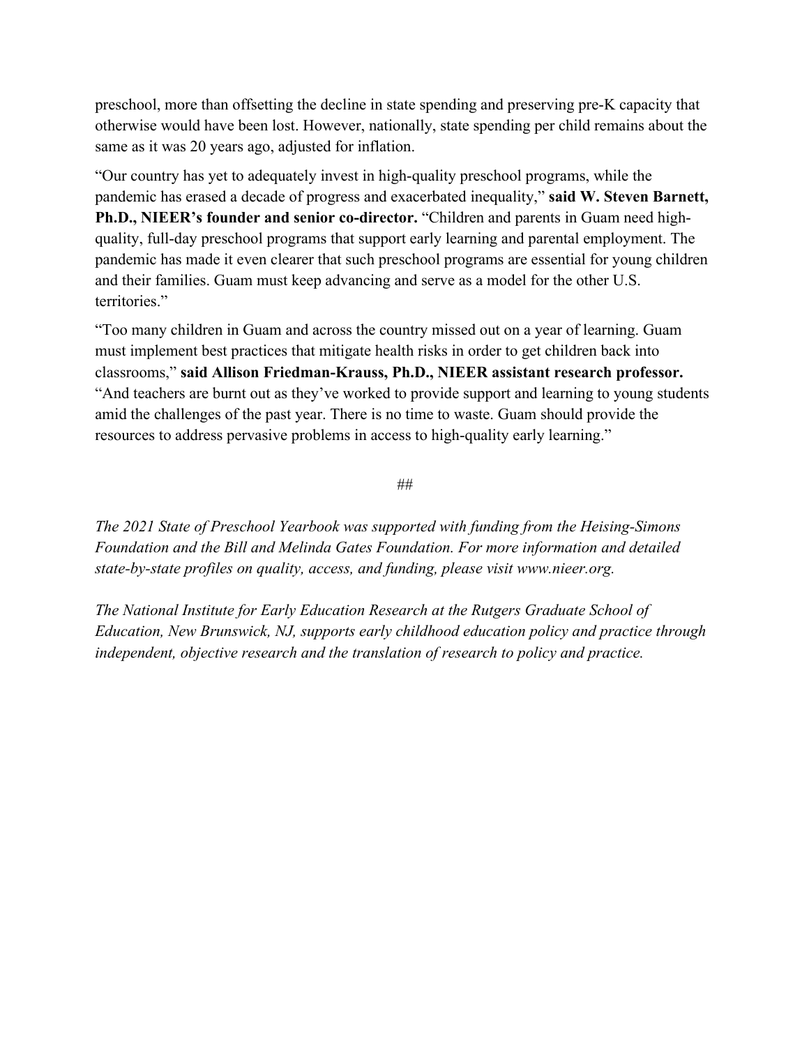preschool, more than offsetting the decline in state spending and preserving pre-K capacity that otherwise would have been lost. However, nationally, state spending per child remains about the same as it was 20 years ago, adjusted for inflation.

"Our country has yet to adequately invest in high-quality preschool programs, while the pandemic has erased a decade of progress and exacerbated inequality," **said W. Steven Barnett, Ph.D., NIEER's founder and senior co-director.** "Children and parents in Guam need high-quality, full-day preschool programs that support early learning and parental employment. The pandemic has made it even clearer that such preschool programs are essential for young children and their families. Guam must keep advancing and serve as a model for the other U.S. territories."

"Too many children in Guam and across the country missed out on a year of learning. Guam must implement best practices that mitigate health risks in order to get children back into classrooms," **said Allison Friedman-Krauss, Ph.D., NIEER assistant research professor.** "And teachers are burnt out as they've worked to provide support and learning to young students amid the challenges of the past year. There is no time to waste. Guam should provide the resources to address pervasive problems in access to high-quality early learning."

##

*The 2021 State of Preschool Yearbook was supported with funding from the Heising-Simons Foundation and the Bill and Melinda Gates Foundation. For more information and detailed state-by-state profiles on quality, access, and funding, please visit www.nieer.org.*

*The National Institute for Early Education Research at the Rutgers Graduate School of Education, New Brunswick, NJ, supports early childhood education policy and practice through independent, objective research and the translation of research to policy and practice.*